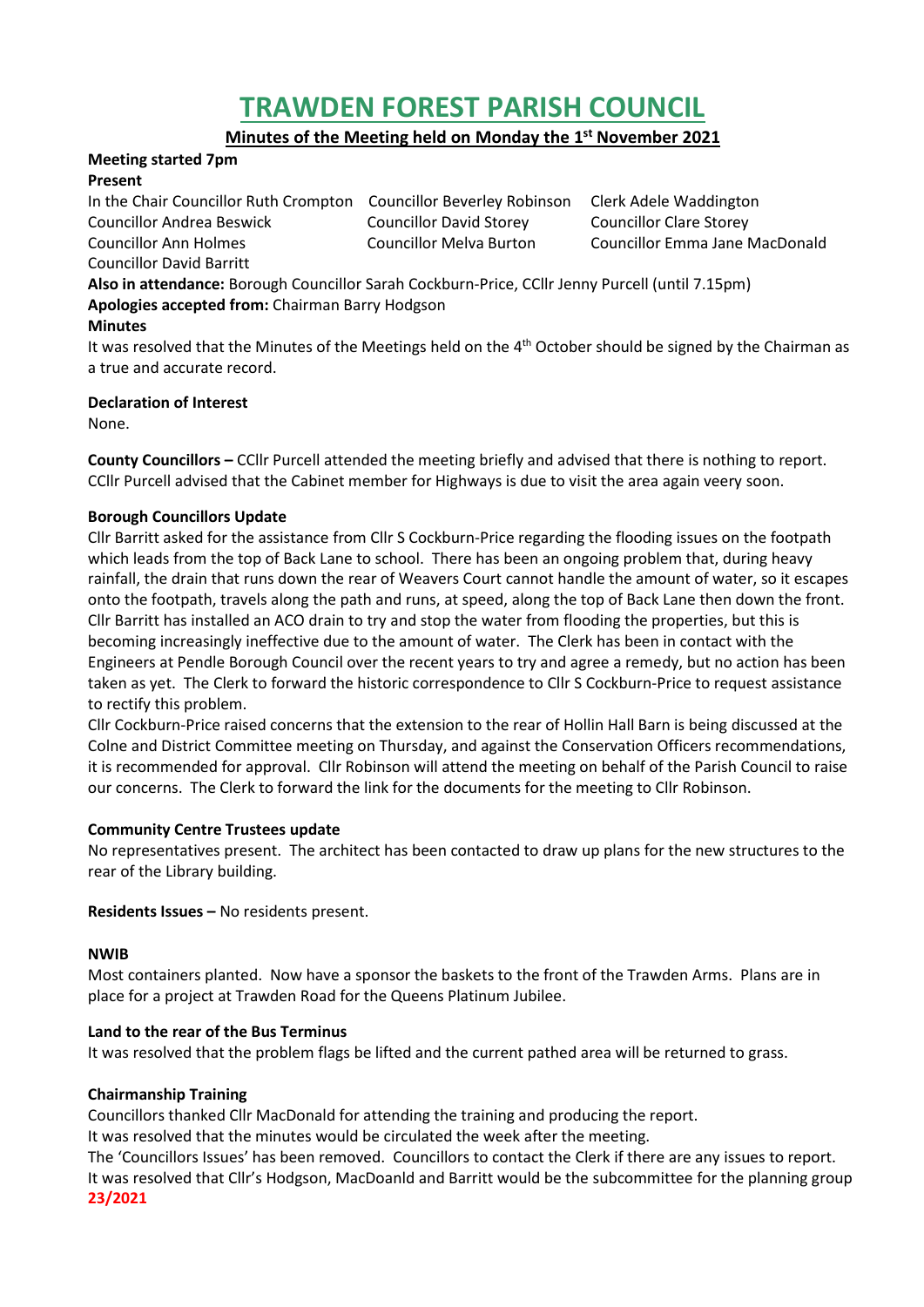# TRAWDEN FOREST PARISH COUNCIL

## Minutes of the Meeting held on Monday the 1st November 2021

**Meeting started 7pm**

**Present**

In the Chair Councillor Ruth Crompton, Councillor Beverley Robinson, Clerk Adele Waddington, Councillor Andrea Beswick, Councillor David Storey, Councillor Clare Storey, Councillor Ann Holmes, Councillor Melva Burton, Councillor Emma Jane MacDonald, Councillor David Barritt

**Also in attendance:** Borough Councillor Sarah Cockburn-Price, CCllr Jenny Purcell (until 7.15pm)

**Apologies accepted from:** Chairman Barry Hodgson

**Minutes**

It was resolved that the Minutes of the Meetings held on the 4th October should be signed by the Chairman as a true and accurate record.

**Declaration of Interest**

None.

**County Councillors –** CCllr Purcell attended the meeting briefly and advised that there is nothing to report. CCllr Purcell advised that the Cabinet member for Highways is due to visit the area again veery soon.

**Borough Councillors Update**

Cllr Barritt asked for the assistance from Cllr S Cockburn-Price regarding the flooding issues on the footpath which leads from the top of Back Lane to school. There has been an ongoing problem that, during heavy rainfall, the drain that runs down the rear of Weavers Court cannot handle the amount of water, so it escapes onto the footpath, travels along the path and runs, at speed, along the top of Back Lane then down the front. Cllr Barritt has installed an ACO drain to try and stop the water from flooding the properties, but this is becoming increasingly ineffective due to the amount of water. The Clerk has been in contact with the Engineers at Pendle Borough Council over the recent years to try and agree a remedy, but no action has been taken as yet. The Clerk to forward the historic correspondence to Cllr S Cockburn-Price to request assistance to rectify this problem.

Cllr Cockburn-Price raised concerns that the extension to the rear of Hollin Hall Barn is being discussed at the Colne and District Committee meeting on Thursday, and against the Conservation Officers recommendations, it is recommended for approval. Cllr Robinson will attend the meeting on behalf of the Parish Council to raise our concerns. The Clerk to forward the link for the documents for the meeting to Cllr Robinson.

**Community Centre Trustees update**

No representatives present. The architect has been contacted to draw up plans for the new structures to the rear of the Library building.

**Residents Issues –** No residents present.

**NWIB**

Most containers planted. Now have a sponsor the baskets to the front of the Trawden Arms. Plans are in place for a project at Trawden Road for the Queens Platinum Jubilee.

**Land to the rear of the Bus Terminus**

It was resolved that the problem flags be lifted and the current pathed area will be returned to grass.

**Chairmanship Training**

Councillors thanked Cllr MacDonald for attending the training and producing the report.

It was resolved that the minutes would be circulated the week after the meeting.

The 'Councillors Issues' has been removed. Councillors to contact the Clerk if there are any issues to report.

It was resolved that Cllr's Hodgson, MacDoanld and Barritt would be the subcommittee for the planning group

**23/2021**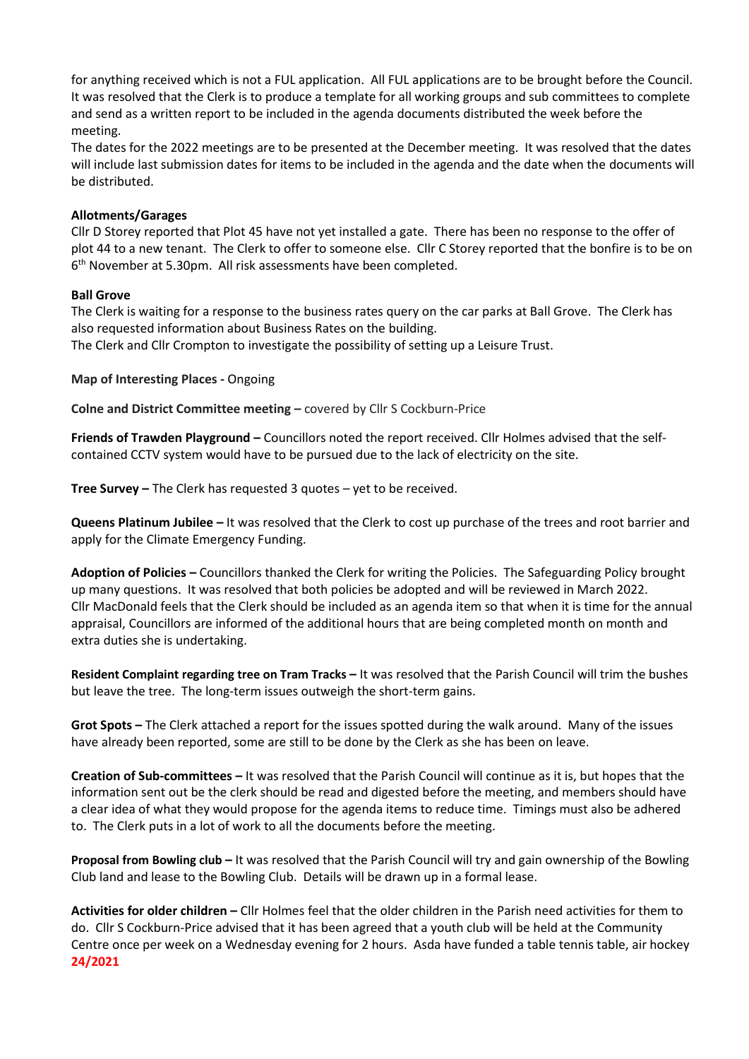for anything received which is not a FUL application. All FUL applications are to be brought before the Council. It was resolved that the Clerk is to produce a template for all working groups and sub committees to complete and send as a written report to be included in the agenda documents distributed the week before the meeting.

The dates for the 2022 meetings are to be presented at the December meeting. It was resolved that the dates will include last submission dates for items to be included in the agenda and the date when the documents will be distributed.

**Allotments/Garages**

Cllr D Storey reported that Plot 45 have not yet installed a gate. There has been no response to the offer of plot 44 to a new tenant. The Clerk to offer to someone else. Cllr C Storey reported that the bonfire is to be on 6th November at 5.30pm. All risk assessments have been completed.

**Ball Grove**

The Clerk is waiting for a response to the business rates query on the car parks at Ball Grove. The Clerk has also requested information about Business Rates on the building.

The Clerk and Cllr Crompton to investigate the possibility of setting up a Leisure Trust.

**Map of Interesting Places -** Ongoing

**Colne and District Committee meeting –** covered by Cllr S Cockburn-Price

**Friends of Trawden Playground –** Councillors noted the report received. Cllr Holmes advised that the self-contained CCTV system would have to be pursued due to the lack of electricity on the site.

**Tree Survey –** The Clerk has requested 3 quotes – yet to be received.

**Queens Platinum Jubilee –** It was resolved that the Clerk to cost up purchase of the trees and root barrier and apply for the Climate Emergency Funding.

**Adoption of Policies –** Councillors thanked the Clerk for writing the Policies. The Safeguarding Policy brought up many questions. It was resolved that both policies be adopted and will be reviewed in March 2022.

Cllr MacDonald feels that the Clerk should be included as an agenda item so that when it is time for the annual appraisal, Councillors are informed of the additional hours that are being completed month on month and extra duties she is undertaking.

**Resident Complaint regarding tree on Tram Tracks –** It was resolved that the Parish Council will trim the bushes but leave the tree. The long-term issues outweigh the short-term gains.

**Grot Spots –** The Clerk attached a report for the issues spotted during the walk around. Many of the issues have already been reported, some are still to be done by the Clerk as she has been on leave.

**Creation of Sub-committees –** It was resolved that the Parish Council will continue as it is, but hopes that the information sent out be the clerk should be read and digested before the meeting, and members should have a clear idea of what they would propose for the agenda items to reduce time. Timings must also be adhered to. The Clerk puts in a lot of work to all the documents before the meeting.

**Proposal from Bowling club –** It was resolved that the Parish Council will try and gain ownership of the Bowling Club land and lease to the Bowling Club. Details will be drawn up in a formal lease.

**Activities for older children –** Cllr Holmes feel that the older children in the Parish need activities for them to do. Cllr S Cockburn-Price advised that it has been agreed that a youth club will be held at the Community Centre once per week on a Wednesday evening for 2 hours. Asda have funded a table tennis table, air hockey

**24/2021**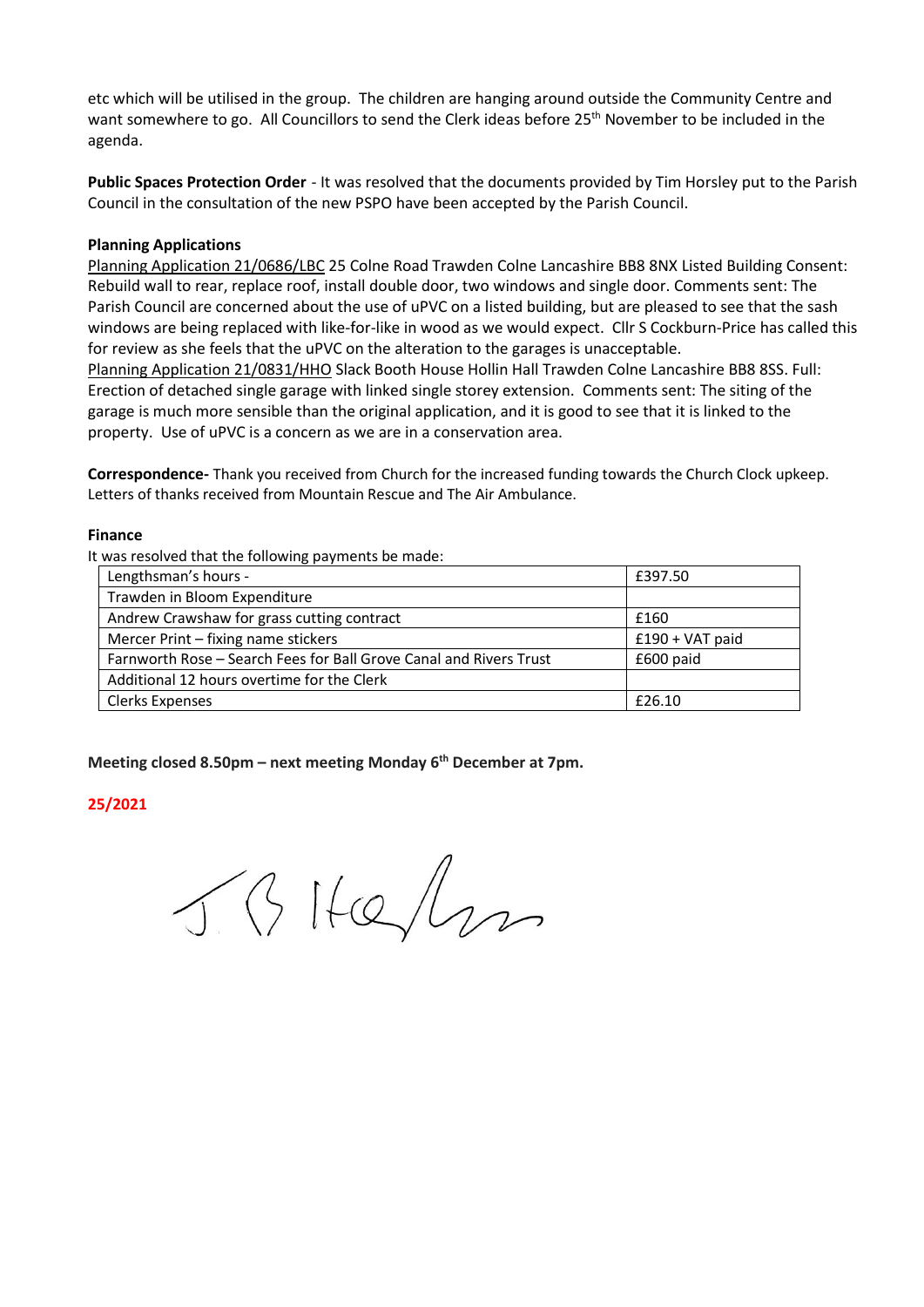etc which will be utilised in the group. The children are hanging around outside the Community Centre and want somewhere to go. All Councillors to send the Clerk ideas before 25th November to be included in the agenda.

**Public Spaces Protection Order** - It was resolved that the documents provided by Tim Horsley put to the Parish Council in the consultation of the new PSPO have been accepted by the Parish Council.

**Planning Applications**

Planning Application 21/0686/LBC 25 Colne Road Trawden Colne Lancashire BB8 8NX Listed Building Consent: Rebuild wall to rear, replace roof, install double door, two windows and single door. Comments sent: The Parish Council are concerned about the use of uPVC on a listed building, but are pleased to see that the sash windows are being replaced with like-for-like in wood as we would expect. Cllr S Cockburn-Price has called this for review as she feels that the uPVC on the alteration to the garages is unacceptable.

Planning Application 21/0831/HHO Slack Booth House Hollin Hall Trawden Colne Lancashire BB8 8SS. Full: Erection of detached single garage with linked single storey extension. Comments sent: The siting of the garage is much more sensible than the original application, and it is good to see that it is linked to the property. Use of uPVC is a concern as we are in a conservation area.

**Correspondence-** Thank you received from Church for the increased funding towards the Church Clock upkeep. Letters of thanks received from Mountain Rescue and The Air Ambulance.

**Finance**

It was resolved that the following payments be made:

| | |
|---|---|
| Lengthsman's hours - | £397.50 |
| Trawden in Bloom Expenditure | |
| Andrew Crawshaw for grass cutting contract | £160 |
| Mercer Print – fixing name stickers | £190 + VAT paid |
| Farnworth Rose – Search Fees for Ball Grove Canal and Rivers Trust | £600 paid |
| Additional 12 hours overtime for the Clerk | |
| Clerks Expenses | £26.10 |

**Meeting closed 8.50pm – next meeting Monday 6th December at 7pm.**

**25/2021**